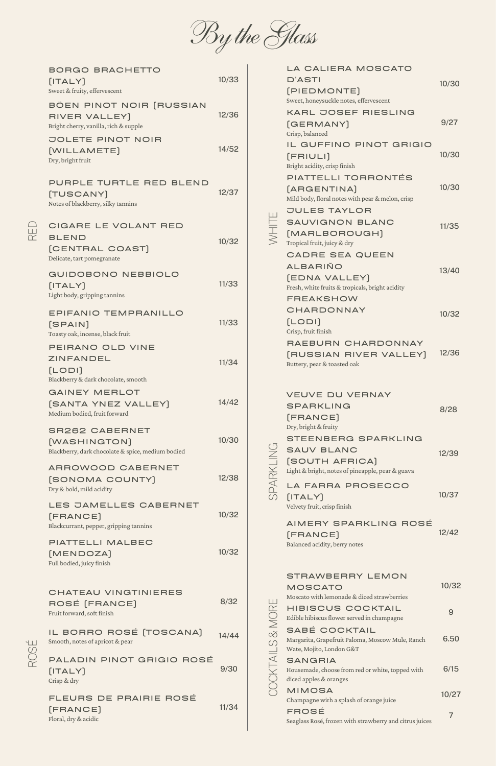# By the Glass

## RED

| Wine | Price |
|---|---|
| **BORGO BRACHETTO [ITALY]**<br>Sweet & fruity, effervescent | 10/33 |
| **BÖEN PINOT NOIR [RUSSIAN RIVER VALLEY]**<br>Bright cherry, vanilla, rich & supple | 12/36 |
| **JOLETE PINOT NOIR [WILLAMETE]**<br>Dry, bright fruit | 14/52 |
| **PURPLE TURTLE RED BLEND [TUSCANY]**<br>Notes of blackberry, silky tannins | 12/37 |
| **CIGARE LE VOLANT RED BLEND [CENTRAL COAST]**<br>Delicate, tart pomegranate | 10/32 |
| **GUIDOBONO NEBBIOLO [ITALY]**<br>Light body, gripping tannins | 11/33 |
| **EPIFANIO TEMPRANILLO [SPAIN]**<br>Toasty oak, incense, black fruit | 11/33 |
| **PEIRANO OLD VINE ZINFANDEL [LODI]**<br>Blackberry & dark chocolate, smooth | 11/34 |
| **GAINEY MERLOT [SANTA YNEZ VALLEY]**<br>Medium bodied, fruit forward | 14/42 |
| **SR262 CABERNET [WASHINGTON]**<br>Blackberry, dark chocolate & spice, medium bodied | 10/30 |
| **ARROWOOD CABERNET [SONOMA COUNTY]**<br>Dry & bold, mild acidity | 12/38 |
| **LES JAMELLES CABERNET [FRANCE]**<br>Blackcurrant, pepper, gripping tannins | 10/32 |
| **PIATTELLI MALBEC [MENDOZA]**<br>Full bodied, juicy finish | 10/32 |

## ROSÉ

| Wine | Price |
|---|---|
| **CHATEAU VINGTINIERES ROSÉ [FRANCE]**<br>Fruit forward, soft finish | 8/32 |
| **IL BORRO ROSÉ [TOSCANA]**<br>Smooth, notes of apricot & pear | 14/44 |
| **PALADIN PINOT GRIGIO ROSÉ [ITALY]**<br>Crisp & dry | 9/30 |
| **FLEURS DE PRAIRIE ROSÉ [FRANCE]**<br>Floral, dry & acidic | 11/34 |

## WHITE

| Wine | Price |
|---|---|
| **LA CALIERA MOSCATO D'ASTI [PIEDMONTE]**<br>Sweet, honeysuckle notes, effervescent | 10/30 |
| **KARL JOSEF RIESLING [GERMANY]**<br>Crisp, balanced | 9/27 |
| **IL GUFFINO PINOT GRIGIO [FRIULI]**<br>Bright acidity, crisp finish | 10/30 |
| **PIATTELLI TORRONTÉS [ARGENTINA]**<br>Mild body, floral notes with pear & melon, crisp | 10/30 |
| **JULES TAYLOR SAUVIGNON BLANC [MARLBOROUGH]**<br>Tropical fruit, juicy & dry | 11/35 |
| **CADRE SEA QUEEN ALBARIÑO [EDNA VALLEY]**<br>Fresh, white fruits & tropicals, bright acidity | 13/40 |
| **FREAKSHOW CHARDONNAY [LODI]**<br>Crisp, fruit finish | 10/32 |
| **RAEBURN CHARDONNAY [RUSSIAN RIVER VALLEY]**<br>Buttery, pear & toasted oak | 12/36 |

## SPARKLING

| Wine | Price |
|---|---|
| **VEUVE DU VERNAY SPARKLING [FRANCE]**<br>Dry, bright & fruity | 8/28 |
| **STEENBERG SPARKLING SAUV BLANC [SOUTH AFRICA]**<br>Light & bright, notes of pineapple, pear & guava | 12/39 |
| **LA FARRA PROSECCO [ITALY]**<br>Velvety fruit, crisp finish | 10/37 |
| **AIMERY SPARKLING ROSÉ [FRANCE]**<br>Balanced acidity, berry notes | 12/42 |

## COCKTAILS & MORE

| Drink | Price |
|---|---|
| **STRAWBERRY LEMON MOSCATO**<br>Moscato with lemonade & diced strawberries | 10/32 |
| **HIBISCUS COCKTAIL**<br>Edible hibiscus flower served in champagne | 9 |
| **SABÉ COCKTAIL**<br>Margarita, Grapefruit Paloma, Moscow Mule, Ranch Wate, Mojito, London G&T | 6.50 |
| **SANGRIA**<br>Housemade, choose from red or white, topped with diced apples & oranges | 6/15 |
| **MIMOSA**<br>Champagne wirh a splash of orange juice | 10/27 |
| **FROSÉ**<br>Seaglass Rosé, frozen with strawberry and citrus juices | 7 |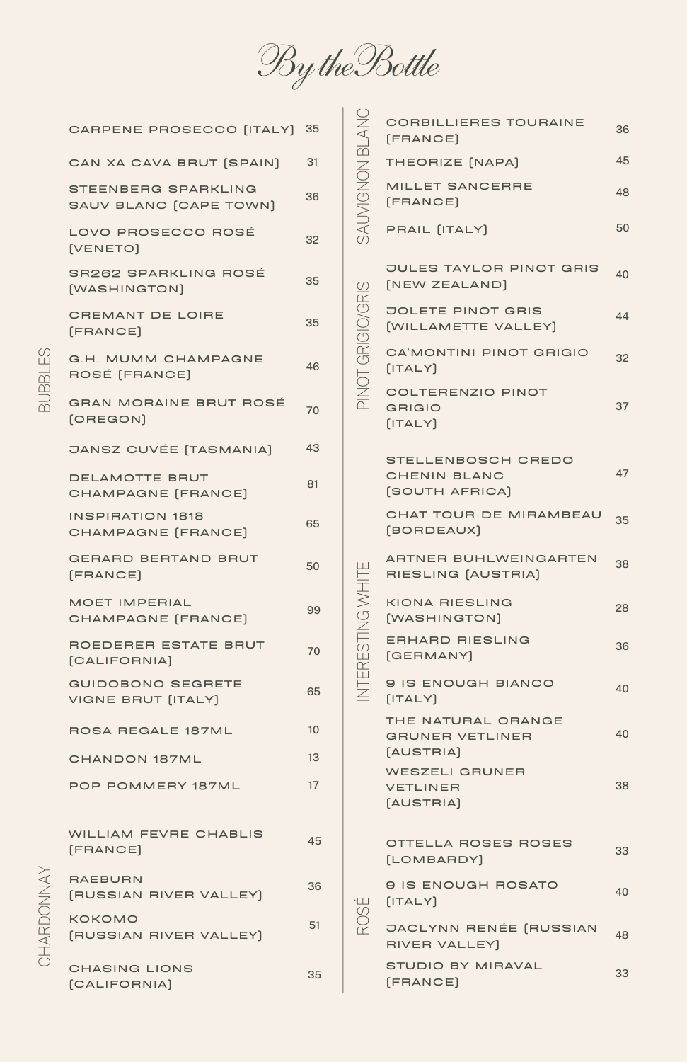# By the Bottle

## Bubbles

| Wine | Price |
|---|---|
| CARPENE PROSECCO [ITALY] | 35 |
| CAN XA CAVA BRUT [SPAIN] | 31 |
| STEENBERG SPARKLING SAUV BLANC [CAPE TOWN] | 36 |
| LOVO PROSECCO ROSÉ [VENETO] | 32 |
| SR262 SPARKLING ROSÉ [WASHINGTON] | 35 |
| CREMANT DE LOIRE [FRANCE] | 35 |
| G.H. MUMM CHAMPAGNE ROSÉ [FRANCE] | 46 |
| GRAN MORAINE BRUT ROSÉ [OREGON] | 70 |
| JANSZ CUVÉE [TASMANIA] | 43 |
| DELAMOTTE BRUT CHAMPAGNE [FRANCE] | 81 |
| INSPIRATION 1818 CHAMPAGNE [FRANCE] | 65 |
| GERARD BERTAND BRUT [FRANCE] | 50 |
| MOET IMPERIAL CHAMPAGNE [FRANCE] | 99 |
| ROEDERER ESTATE BRUT [CALIFORNIA] | 70 |
| GUIDOBONO SEGRETE VIGNE BRUT [ITALY] | 65 |
| ROSA REGALE 187ML | 10 |
| CHANDON 187ML | 13 |
| POP POMMERY 187ML | 17 |

## Chardonnay

| Wine | Price |
|---|---|
| WILLIAM FEVRE CHABLIS [FRANCE] | 45 |
| RAEBURN [RUSSIAN RIVER VALLEY] | 36 |
| KOKOMO [RUSSIAN RIVER VALLEY] | 51 |
| CHASING LIONS [CALIFORNIA] | 35 |

## Sauvignon Blanc

| Wine | Price |
|---|---|
| CORBILLIERES TOURAINE [FRANCE] | 36 |
| THEORIZE [NAPA] | 45 |
| MILLET SANCERRE [FRANCE] | 48 |
| PRAIL [ITALY] | 50 |

## Pinot Grigio/Gris

| Wine | Price |
|---|---|
| JULES TAYLOR PINOT GRIS [NEW ZEALAND] | 40 |
| JOLETE PINOT GRIS [WILLAMETTE VALLEY] | 44 |
| CA'MONTINI PINOT GRIGIO [ITALY] | 32 |
| COLTERENZIO PINOT GRIGIO [ITALY] | 37 |

## Interesting White

| Wine | Price |
|---|---|
| STELLENBOSCH CREDO CHENIN BLANC [SOUTH AFRICA] | 47 |
| CHAT TOUR DE MIRAMBEAU [BORDEAUX] | 35 |
| ARTNER BÜHLWEINGARTEN RIESLING [AUSTRIA] | 38 |
| KIONA RIESLING [WASHINGTON] | 28 |
| ERHARD RIESLING [GERMANY] | 36 |
| 9 IS ENOUGH BIANCO [ITALY] | 40 |
| THE NATURAL ORANGE GRUNER VETLINER [AUSTRIA] | 40 |
| WESZELI GRUNER VETLINER [AUSTRIA] | 38 |

## Rosé

| Wine | Price |
|---|---|
| OTTELLA ROSES ROSES [LOMBARDY] | 33 |
| 9 IS ENOUGH ROSATO [ITALY] | 40 |
| JACLYNN RENÉE [RUSSIAN RIVER VALLEY] | 48 |
| STUDIO BY MIRAVAL [FRANCE] | 33 |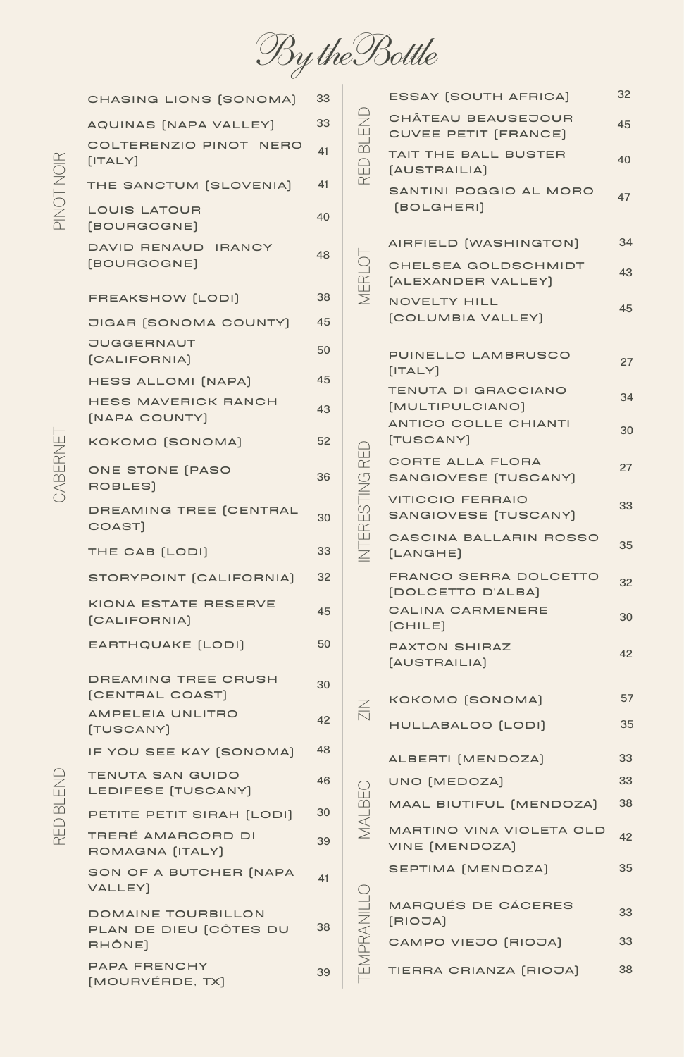# By the Bottle

## Pinot Noir

| Wine | Price |
|---|---|
| CHASING LIONS [SONOMA] | 33 |
| AQUINAS [NAPA VALLEY] | 33 |
| COLTERENZIO PINOT NERO [ITALY] | 41 |
| THE SANCTUM [SLOVENIA] | 41 |
| LOUIS LATOUR [BOURGOGNE] | 40 |
| DAVID RENAUD IRANCY [BOURGOGNE] | 48 |

## Cabernet

| Wine | Price |
|---|---|
| FREAKSHOW [LODI] | 38 |
| JIGAR [SONOMA COUNTY] | 45 |
| JUGGERNAUT [CALIFORNIA] | 50 |
| HESS ALLOMI [NAPA] | 45 |
| HESS MAVERICK RANCH [NAPA COUNTY] | 43 |
| KOKOMO [SONOMA] | 52 |
| ONE STONE [PASO ROBLES] | 36 |
| DREAMING TREE [CENTRAL COAST] | 30 |
| THE CAB [LODI] | 33 |
| STORYPOINT [CALIFORNIA] | 32 |
| KIONA ESTATE RESERVE [CALIFORNIA] | 45 |
| EARTHQUAKE [LODI] | 50 |

## Red Blend

| Wine | Price |
|---|---|
| DREAMING TREE CRUSH [CENTRAL COAST] | 30 |
| AMPELEIA UNLITRO [TUSCANY] | 42 |
| IF YOU SEE KAY [SONOMA] | 48 |
| TENUTA SAN GUIDO LEDIFESE [TUSCANY] | 46 |
| PETITE PETIT SIRAH [LODI] | 30 |
| TRERÉ AMARCORD DI ROMAGNA [ITALY] | 39 |
| SON OF A BUTCHER [NAPA VALLEY] | 41 |
| DOMAINE TOURBILLON PLAN DE DIEU [CÔTES DU RHÔNE] | 38 |
| PAPA FRENCHY [MOURVÉRDE, TX] | 39 |

## Red Blend

| Wine | Price |
|---|---|
| ESSAY [SOUTH AFRICA] | 32 |
| CHÂTEAU BEAUSEJOUR CUVEE PETIT [FRANCE] | 45 |
| TAIT THE BALL BUSTER [AUSTRAILIA] | 40 |
| SANTINI POGGIO AL MORO [BOLGHERI] | 47 |

## Merlot

| Wine | Price |
|---|---|
| AIRFIELD [WASHINGTON] | 34 |
| CHELSEA GOLDSCHMIDT [ALEXANDER VALLEY] | 43 |
| NOVELTY HILL [COLUMBIA VALLEY] | 45 |

## Interesting Red

| Wine | Price |
|---|---|
| PUINELLO LAMBRUSCO [ITALY] | 27 |
| TENUTA DI GRACCIANO [MULTIPULCIANO] | 34 |
| ANTICO COLLE CHIANTI [TUSCANY] | 30 |
| CORTE ALLA FLORA SANGIOVESE [TUSCANY] | 27 |
| VITICCIO FERRAIO SANGIOVESE [TUSCANY] | 33 |
| CASCINA BALLARIN ROSSO [LANGHE] | 35 |
| FRANCO SERRA DOLCETTO [DOLCETTO D'ALBA] | 32 |
| CALINA CARMENERE [CHILE] | 30 |
| PAXTON SHIRAZ [AUSTRAILIA] | 42 |

## Zin

| Wine | Price |
|---|---|
| KOKOMO [SONOMA] | 57 |
| HULLABALOO [LODI] | 35 |

## Malbec

| Wine | Price |
|---|---|
| ALBERTI [MENDOZA] | 33 |
| UNO [MEDOZA] | 33 |
| MAAL BIUTIFUL [MENDOZA] | 38 |
| MARTINO VINA VIOLETA OLD VINE [MENDOZA] | 42 |
| SEPTIMA [MENDOZA] | 35 |

## Tempranillo

| Wine | Price |
|---|---|
| MARQUÉS DE CÁCERES [RIOJA] | 33 |
| CAMPO VIEJO [RIOJA] | 33 |
| TIERRA CRIANZA [RIOJA] | 38 |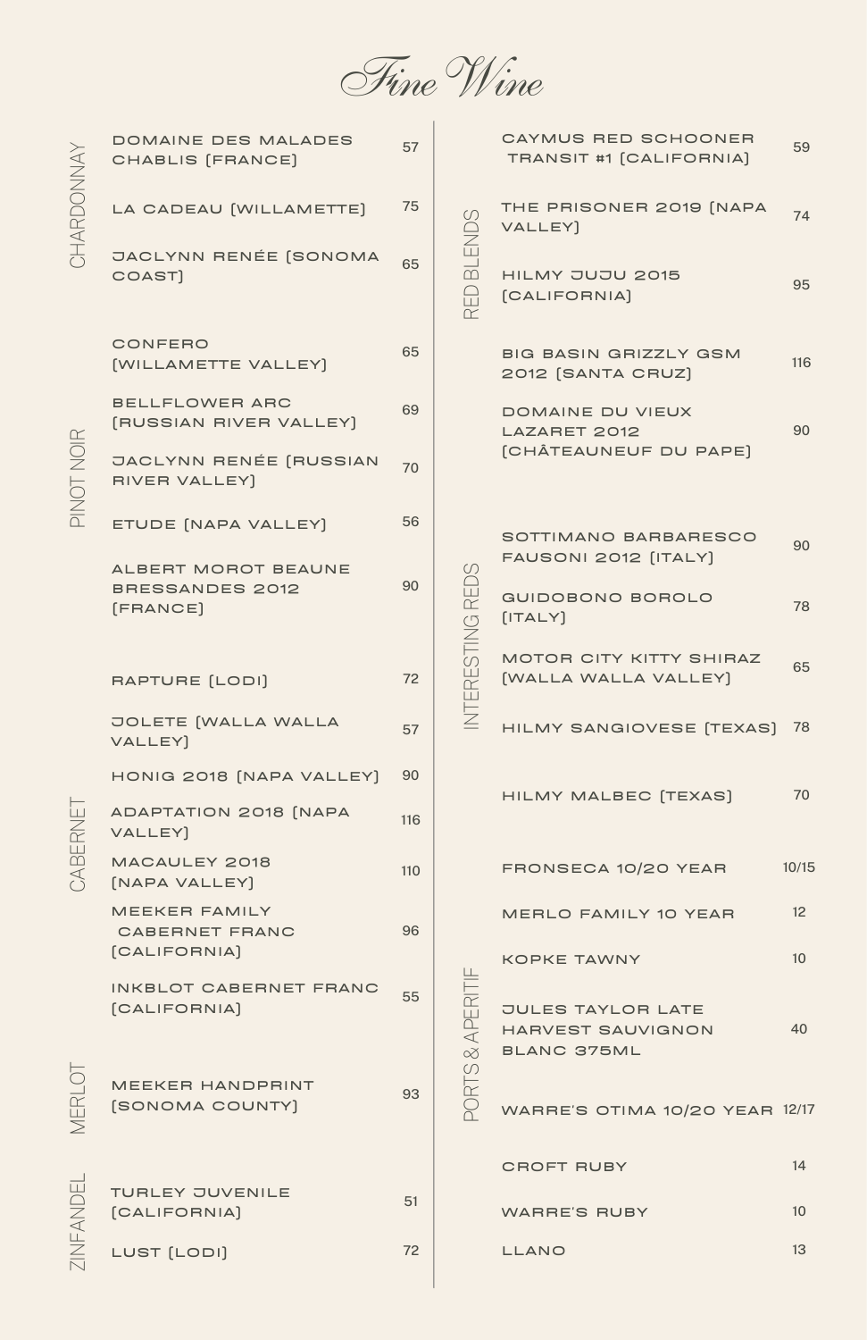# Fine Wine

## Chardonnay

| | |
|---|---|
| DOMAINE DES MALADES CHABLIS [FRANCE] | 57 |
| LA CADEAU [WILLAMETTE] | 75 |
| JACLYNN RENÉE [SONOMA COAST] | 65 |

## Pinot Noir

| | |
|---|---|
| CONFERO [WILLAMETTE VALLEY] | 65 |
| BELLFLOWER ARC [RUSSIAN RIVER VALLEY] | 69 |
| JACLYNN RENÉE [RUSSIAN RIVER VALLEY] | 70 |
| ETUDE [NAPA VALLEY] | 56 |
| ALBERT MOROT BEAUNE BRESSANDES 2012 [FRANCE] | 90 |

## Cabernet

| | |
|---|---|
| RAPTURE [LODI] | 72 |
| JOLETE [WALLA WALLA VALLEY] | 57 |
| HONIG 2018 [NAPA VALLEY] | 90 |
| ADAPTATION 2018 [NAPA VALLEY] | 116 |
| MACAULEY 2018 [NAPA VALLEY] | 110 |
| MEEKER FAMILY CABERNET FRANC [CALIFORNIA] | 96 |
| INKBLOT CABERNET FRANC [CALIFORNIA] | 55 |

## Merlot

| | |
|---|---|
| MEEKER HANDPRINT [SONOMA COUNTY] | 93 |

## Zinfandel

| | |
|---|---|
| TURLEY JUVENILE [CALIFORNIA] | 51 |
| LUST [LODI] | 72 |

## Red Blends

| | |
|---|---|
| CAYMUS RED SCHOONER TRANSIT #1 [CALIFORNIA] | 59 |
| THE PRISONER 2019 [NAPA VALLEY] | 74 |
| HILMY JUJU 2015 [CALIFORNIA] | 95 |
| BIG BASIN GRIZZLY GSM 2012 [SANTA CRUZ] | 116 |
| DOMAINE DU VIEUX LAZARET 2012 [CHÂTEAUNEUF DU PAPE] | 90 |

## Interesting Reds

| | |
|---|---|
| SOTTIMANO BARBARESCO FAUSONI 2012 [ITALY] | 90 |
| GUIDOBONO BOROLO [ITALY] | 78 |
| MOTOR CITY KITTY SHIRAZ [WALLA WALLA VALLEY] | 65 |
| HILMY SANGIOVESE [TEXAS] | 78 |
| HILMY MALBEC [TEXAS] | 70 |

## Ports & Aperitif

| | |
|---|---|
| FRONSECA 10/20 YEAR | 10/15 |
| MERLO FAMILY 10 YEAR | 12 |
| KOPKE TAWNY | 10 |
| JULES TAYLOR LATE HARVEST SAUVIGNON BLANC 375ML | 40 |
| WARRE'S OTIMA 10/20 YEAR | 12/17 |
| CROFT RUBY | 14 |
| WARRE'S RUBY | 10 |
| LLANO | 13 |